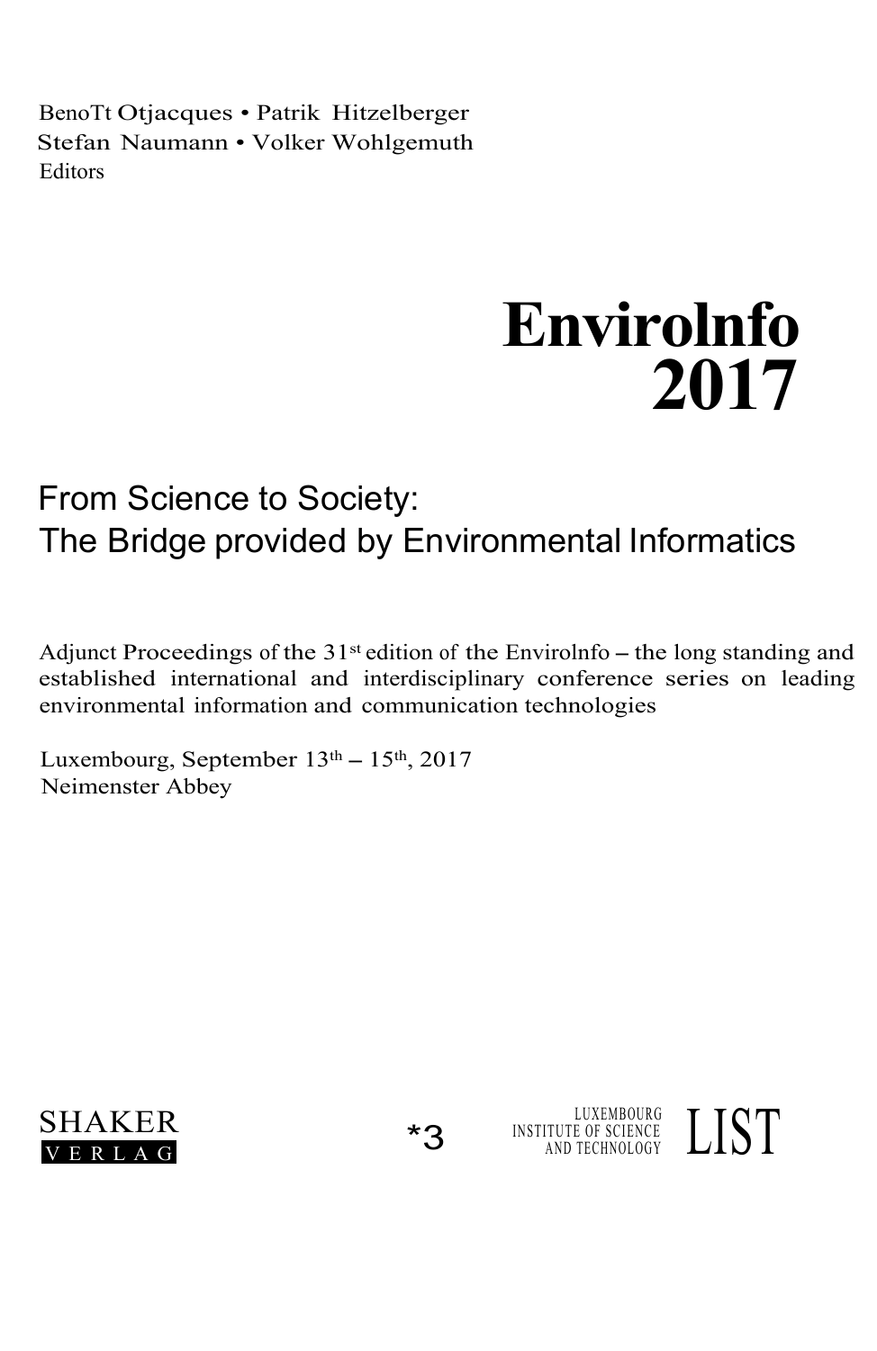BenoTt Otjacques • Patrik Hitzelberger
Stefan Naumann • Volker Wohlgemuth
Editors

# Envirolnfo 2017

## From Science to Society: The Bridge provided by Environmental Informatics

Adjunct Proceedings of the 31st edition of the Envirolnfo – the long standing and established international and interdisciplinary conference series on leading environmental information and communication technologies

Luxembourg, September 13th – 15th, 2017
Neimenster Abbey

SHAKER VERLAG

*3

LUXEMBOURG INSTITUTE OF SCIENCE AND TECHNOLOGY LIST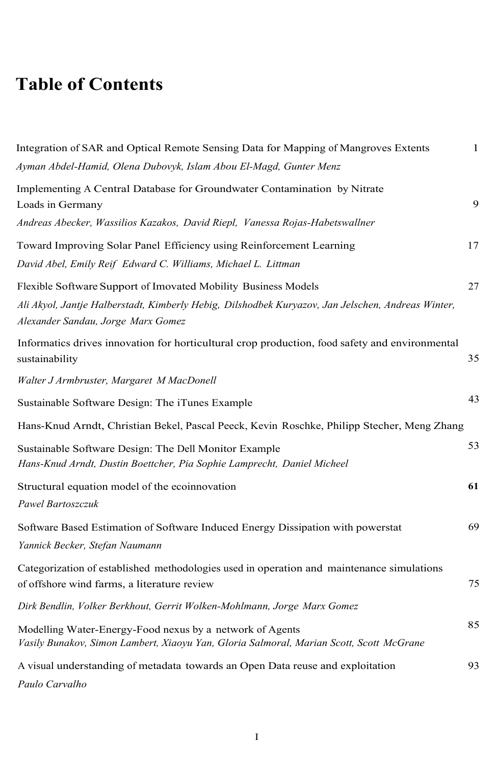# Table of Contents

Integration of SAR and Optical Remote Sensing Data for Mapping of Mangroves Extents — 1
*Ayman Abdel-Hamid, Olena Dubovyk, Islam Abou El-Magd, Gunter Menz*

Implementing A Central Database for Groundwater Contamination by Nitrate Loads in Germany — 9
*Andreas Abecker, Wassilios Kazakos, David Riepl, Vanessa Rojas-Habetswallner*

Toward Improving Solar Panel Efficiency using Reinforcement Learning — 17
*David Abel, Emily Reif Edward C. Williams, Michael L. Littman*

Flexible Software Support of Imovated Mobility Business Models — 27
*Ali Akyol, Jantje Halberstadt, Kimberly Hebig, Dilshodbek Kuryazov, Jan Jelschen, Andreas Winter, Alexander Sandau, Jorge Marx Gomez*

Informatics drives innovation for horticultural crop production, food safety and environmental sustainability — 35
*Walter J Armbruster, Margaret M MacDonell*

Sustainable Software Design: The iTunes Example — 43
Hans-Knud Arndt, Christian Bekel, Pascal Peeck, Kevin Roschke, Philipp Stecher, Meng Zhang

Sustainable Software Design: The Dell Monitor Example — 53
*Hans-Knud Arndt, Dustin Boettcher, Pia Sophie Lamprecht, Daniel Micheel*

Structural equation model of the ecoinnovation — **61**
*Pawel Bartoszczuk*

Software Based Estimation of Software Induced Energy Dissipation with powerstat — 69
*Yannick Becker, Stefan Naumann*

Categorization of established methodologies used in operation and maintenance simulations of offshore wind farms, a literature review — 75
*Dirk Bendlin, Volker Berkhout, Gerrit Wolken-Mohlmann, Jorge Marx Gomez*

Modelling Water-Energy-Food nexus by a network of Agents — 85
*Vasily Bunakov, Simon Lambert, Xiaoyu Yan, Gloria Salmoral, Marian Scott, Scott McGrane*

A visual understanding of metadata towards an Open Data reuse and exploitation — 93
*Paulo Carvalho*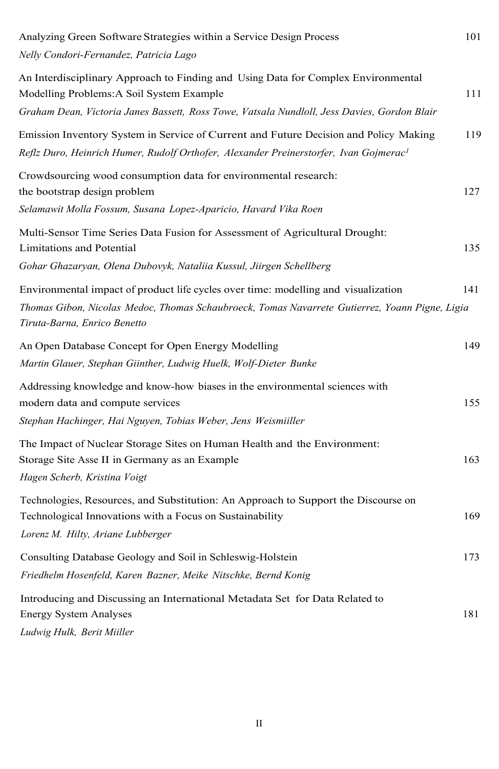Analyzing Green Software Strategies within a Service Design Process — 101

*Nelly Condori-Fernandez, Patricia Lago*

An Interdisciplinary Approach to Finding and Using Data for Complex Environmental Modelling Problems:A Soil System Example — 111

*Graham Dean, Victoria Janes Bassett, Ross Towe, Vatsala Nundloll, Jess Davies, Gordon Blair*

Emission Inventory System in Service of Current and Future Decision and Policy Making — 119

*Reflz Duro, Heinrich Humer, Rudolf Orthofer, Alexander Preinerstorfer, Ivan Gojmerac[1]*

Crowdsourcing wood consumption data for environmental research: the bootstrap design problem — 127

*Selamawit Molla Fossum, Susana Lopez-Aparicio, Havard Vika Roen*

Multi-Sensor Time Series Data Fusion for Assessment of Agricultural Drought: Limitations and Potential — 135

*Gohar Ghazaryan, Olena Dubovyk, Nataliia Kussul, Jiirgen Schellberg*

Environmental impact of product life cycles over time: modelling and visualization — 141

*Thomas Gibon, Nicolas Medoc, Thomas Schaubroeck, Tomas Navarrete Gutierrez, Yoann Pigne, Ligia Tiruta-Barna, Enrico Benetto*

An Open Database Concept for Open Energy Modelling — 149

*Martin Glauer, Stephan Giinther, Ludwig Huelk, Wolf-Dieter Bunke*

Addressing knowledge and know-how biases in the environmental sciences with modern data and compute services — 155

*Stephan Hachinger, Hai Nguyen, Tobias Weber, Jens Weismiiller*

The Impact of Nuclear Storage Sites on Human Health and the Environment: Storage Site Asse II in Germany as an Example — 163

*Hagen Scherb, Kristina Voigt*

Technologies, Resources, and Substitution: An Approach to Support the Discourse on Technological Innovations with a Focus on Sustainability — 169

*Lorenz M. Hilty, Ariane Lubberger*

Consulting Database Geology and Soil in Schleswig-Holstein — 173

*Friedhelm Hosenfeld, Karen Bazner, Meike Nitschke, Bernd Konig*

Introducing and Discussing an International Metadata Set for Data Related to Energy System Analyses — 181

*Ludwig Hulk, Berit Miiller*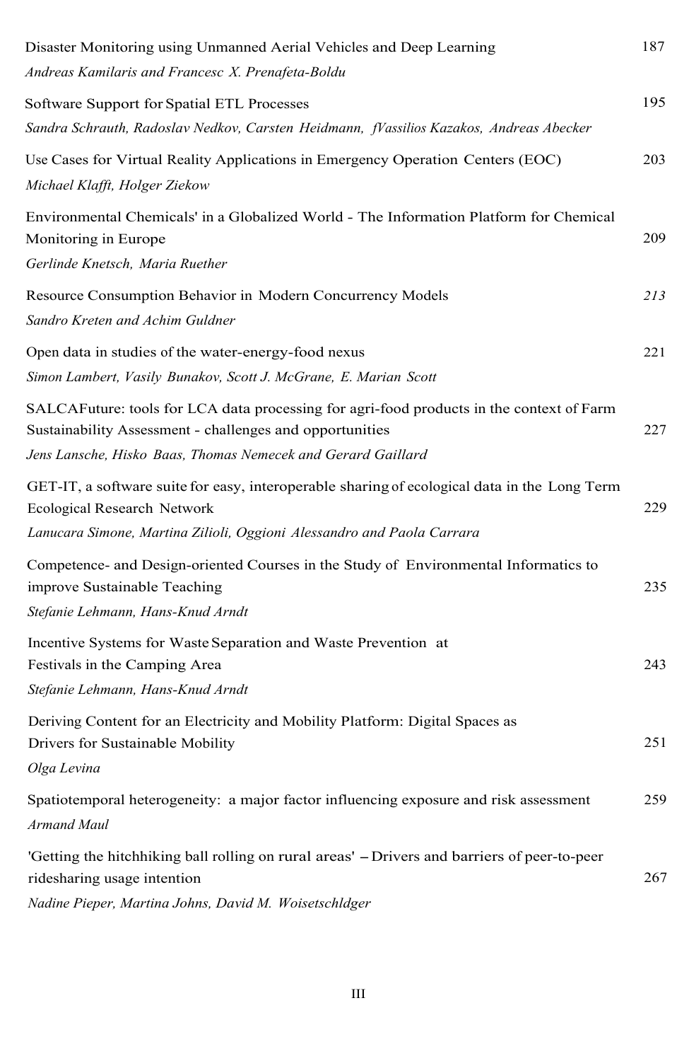Disaster Monitoring using Unmanned Aerial Vehicles and Deep Learning 187
*Andreas Kamilaris and Francesc X. Prenafeta-Boldu*

Software Support for Spatial ETL Processes 195
*Sandra Schrauth, Radoslav Nedkov, Carsten Heidmann, fVassilios Kazakos, Andreas Abecker*

Use Cases for Virtual Reality Applications in Emergency Operation Centers (EOC) 203
*Michael Klafft, Holger Ziekow*

Environmental Chemicals' in a Globalized World - The Information Platform for Chemical Monitoring in Europe 209
*Gerlinde Knetsch, Maria Ruether*

Resource Consumption Behavior in Modern Concurrency Models *213*
*Sandro Kreten and Achim Guldner*

Open data in studies of the water-energy-food nexus 221
*Simon Lambert, Vasily Bunakov, Scott J. McGrane, E. Marian Scott*

SALCAFuture: tools for LCA data processing for agri-food products in the context of Farm Sustainability Assessment - challenges and opportunities 227
*Jens Lansche, Hisko Baas, Thomas Nemecek and Gerard Gaillard*

GET-IT, a software suite for easy, interoperable sharing of ecological data in the Long Term Ecological Research Network 229
*Lanucara Simone, Martina Zilioli, Oggioni Alessandro and Paola Carrara*

Competence- and Design-oriented Courses in the Study of Environmental Informatics to improve Sustainable Teaching 235
*Stefanie Lehmann, Hans-Knud Arndt*

Incentive Systems for Waste Separation and Waste Prevention at Festivals in the Camping Area 243
*Stefanie Lehmann, Hans-Knud Arndt*

Deriving Content for an Electricity and Mobility Platform: Digital Spaces as Drivers for Sustainable Mobility 251
*Olga Levina*

Spatiotemporal heterogeneity: a major factor influencing exposure and risk assessment 259
*Armand Maul*

'Getting the hitchhiking ball rolling on rural areas' – Drivers and barriers of peer-to-peer ridesharing usage intention 267
*Nadine Pieper, Martina Johns, David M. Woisetschldger*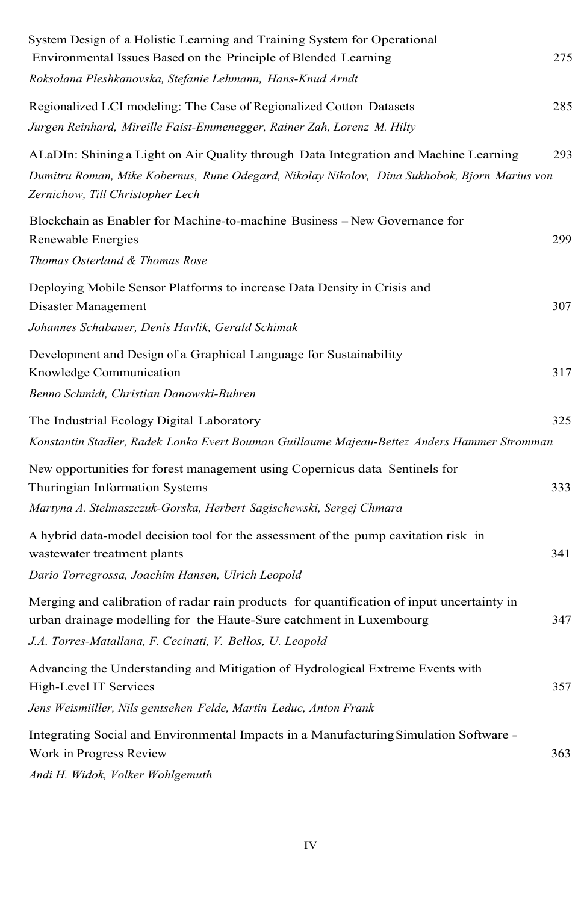System Design of a Holistic Learning and Training System for Operational Environmental Issues Based on the Principle of Blended Learning 275

*Roksolana Pleshkanovska, Stefanie Lehmann, Hans-Knud Arndt*

Regionalized LCI modeling: The Case of Regionalized Cotton Datasets 285

*Jurgen Reinhard, Mireille Faist-Emmenegger, Rainer Zah, Lorenz M. Hilty*

ALaDIn: Shining a Light on Air Quality through Data Integration and Machine Learning 293

*Dumitru Roman, Mike Kobernus, Rune Odegard, Nikolay Nikolov, Dina Sukhobok, Bjorn Marius von Zernichow, Till Christopher Lech*

Blockchain as Enabler for Machine-to-machine Business – New Governance for Renewable Energies 299

*Thomas Osterland & Thomas Rose*

Deploying Mobile Sensor Platforms to increase Data Density in Crisis and Disaster Management 307

*Johannes Schabauer, Denis Havlik, Gerald Schimak*

Development and Design of a Graphical Language for Sustainability Knowledge Communication 317

*Benno Schmidt, Christian Danowski-Buhren*

The Industrial Ecology Digital Laboratory 325

*Konstantin Stadler, Radek Lonka Evert Bouman Guillaume Majeau-Bettez Anders Hammer Stromman*

New opportunities for forest management using Copernicus data Sentinels for Thuringian Information Systems 333

*Martyna A. Stelmaszczuk-Gorska, Herbert Sagischewski, Sergej Chmara*

A hybrid data-model decision tool for the assessment of the pump cavitation risk in wastewater treatment plants 341

*Dario Torregrossa, Joachim Hansen, Ulrich Leopold*

Merging and calibration of radar rain products for quantification of input uncertainty in urban drainage modelling for the Haute-Sure catchment in Luxembourg 347

*J.A. Torres-Matallana, F. Cecinati, V. Bellos, U. Leopold*

Advancing the Understanding and Mitigation of Hydrological Extreme Events with High-Level IT Services 357

*Jens Weismiiller, Nils gentsehen Felde, Martin Leduc, Anton Frank*

Integrating Social and Environmental Impacts in a Manufacturing Simulation Software - Work in Progress Review 363

*Andi H. Widok, Volker Wohlgemuth*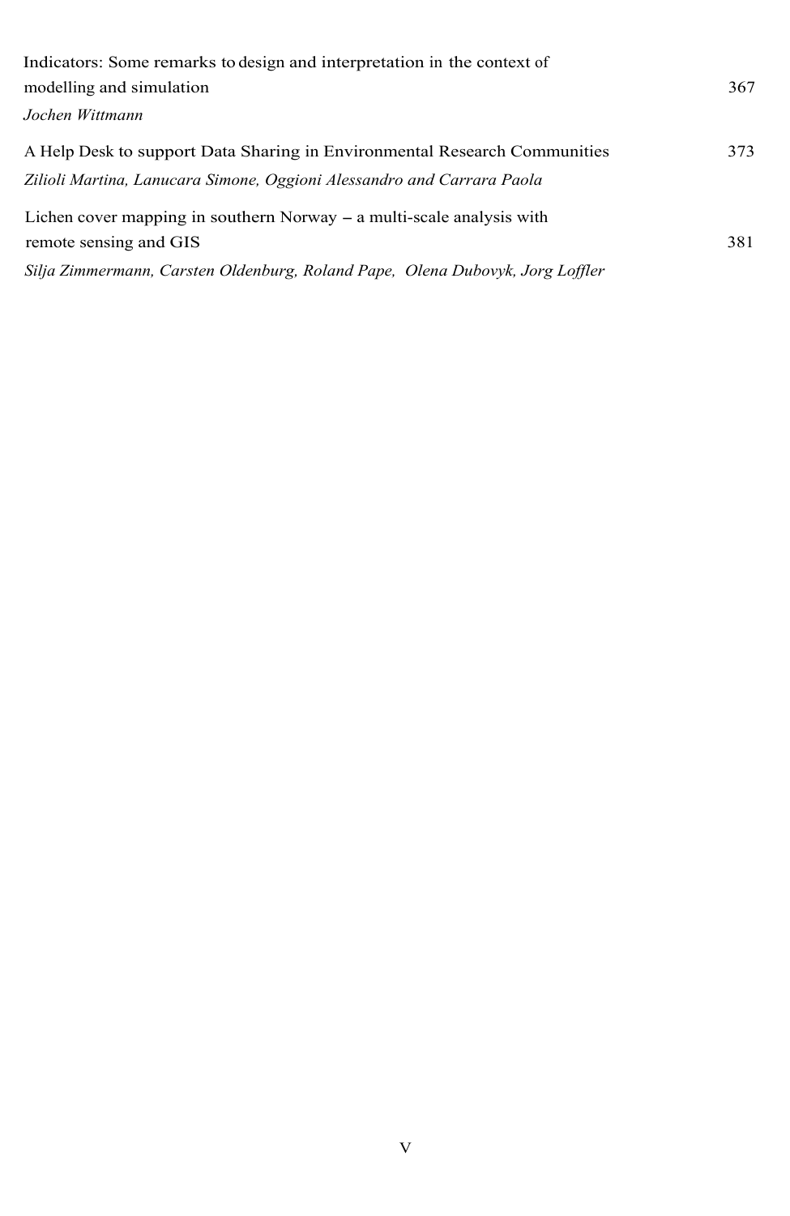Indicators: Some remarks to design and interpretation in the context of modelling and simulation 367

*Jochen Wittmann*

A Help Desk to support Data Sharing in Environmental Research Communities 373

*Zilioli Martina, Lanucara Simone, Oggioni Alessandro and Carrara Paola*

Lichen cover mapping in southern Norway – a multi-scale analysis with remote sensing and GIS 381

*Silja Zimmermann, Carsten Oldenburg, Roland Pape, Olena Dubovyk, Jorg Loffler*